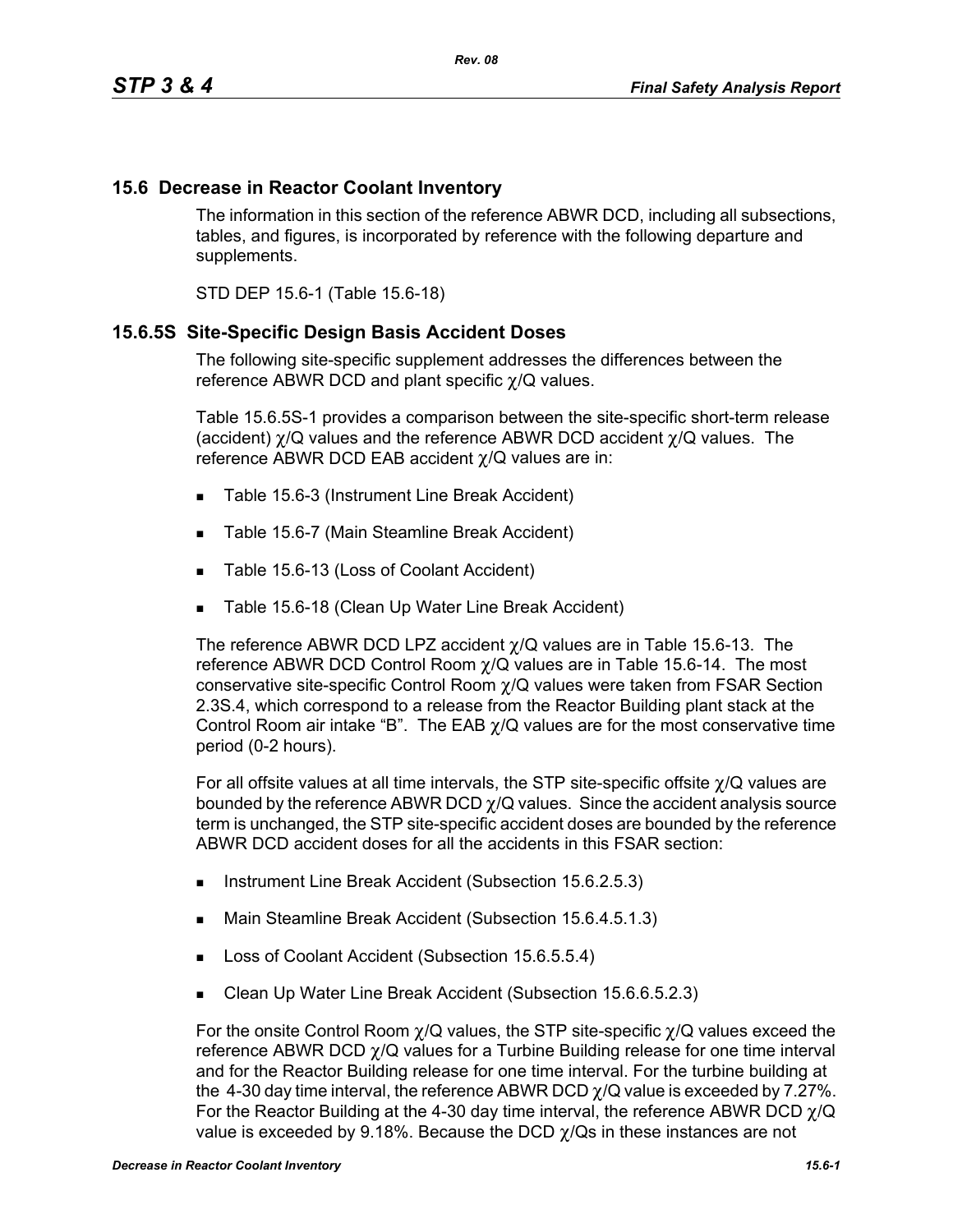## 15.6 Decrease in Reactor Coolant Inventory

The information in this section of the reference ABWR DCD, including all subsections, tables, and figures, is incorporated by reference with the following departure and supplements.

STD DEP 15.6-1 (Table 15.6-18)

### 15.6.5S Site-Specific Design Basis Accident Doses

The following site-specific supplement addresses the differences between the reference ABWR DCD and plant specific $\chi$/Q values.

Table 15.6.5S-1 provides a comparison between the site-specific short-term release (accident) $\chi$/Q values and the reference ABWR DCD accident $\chi$/Q values. The reference ABWR DCD EAB accident $\chi$/Q values are in:

- Table 15.6-3 (Instrument Line Break Accident)
- Table 15.6-7 (Main Steamline Break Accident)
- Table 15.6-13 (Loss of Coolant Accident)
- Table 15.6-18 (Clean Up Water Line Break Accident)

The reference ABWR DCD LPZ accident $\chi$/Q values are in Table 15.6-13. The reference ABWR DCD Control Room $\chi$/Q values are in Table 15.6-14. The most conservative site-specific Control Room $\chi$/Q values were taken from FSAR Section 2.3S.4, which correspond to a release from the Reactor Building plant stack at the Control Room air intake "B". The EAB $\chi$/Q values are for the most conservative time period (0-2 hours).

For all offsite values at all time intervals, the STP site-specific offsite $\chi$/Q values are bounded by the reference ABWR DCD $\chi$/Q values. Since the accident analysis source term is unchanged, the STP site-specific accident doses are bounded by the reference ABWR DCD accident doses for all the accidents in this FSAR section:

- Instrument Line Break Accident (Subsection 15.6.2.5.3)
- Main Steamline Break Accident (Subsection 15.6.4.5.1.3)
- Loss of Coolant Accident (Subsection 15.6.5.5.4)
- Clean Up Water Line Break Accident (Subsection 15.6.6.5.2.3)

For the onsite Control Room $\chi$/Q values, the STP site-specific $\chi$/Q values exceed the reference ABWR DCD $\chi$/Q values for a Turbine Building release for one time interval and for the Reactor Building release for one time interval. For the turbine building at the 4-30 day time interval, the reference ABWR DCD $\chi$/Q value is exceeded by 7.27%. For the Reactor Building at the 4-30 day time interval, the reference ABWR DCD $\chi$/Q value is exceeded by 9.18%. Because the DCD $\chi$/Qs in these instances are not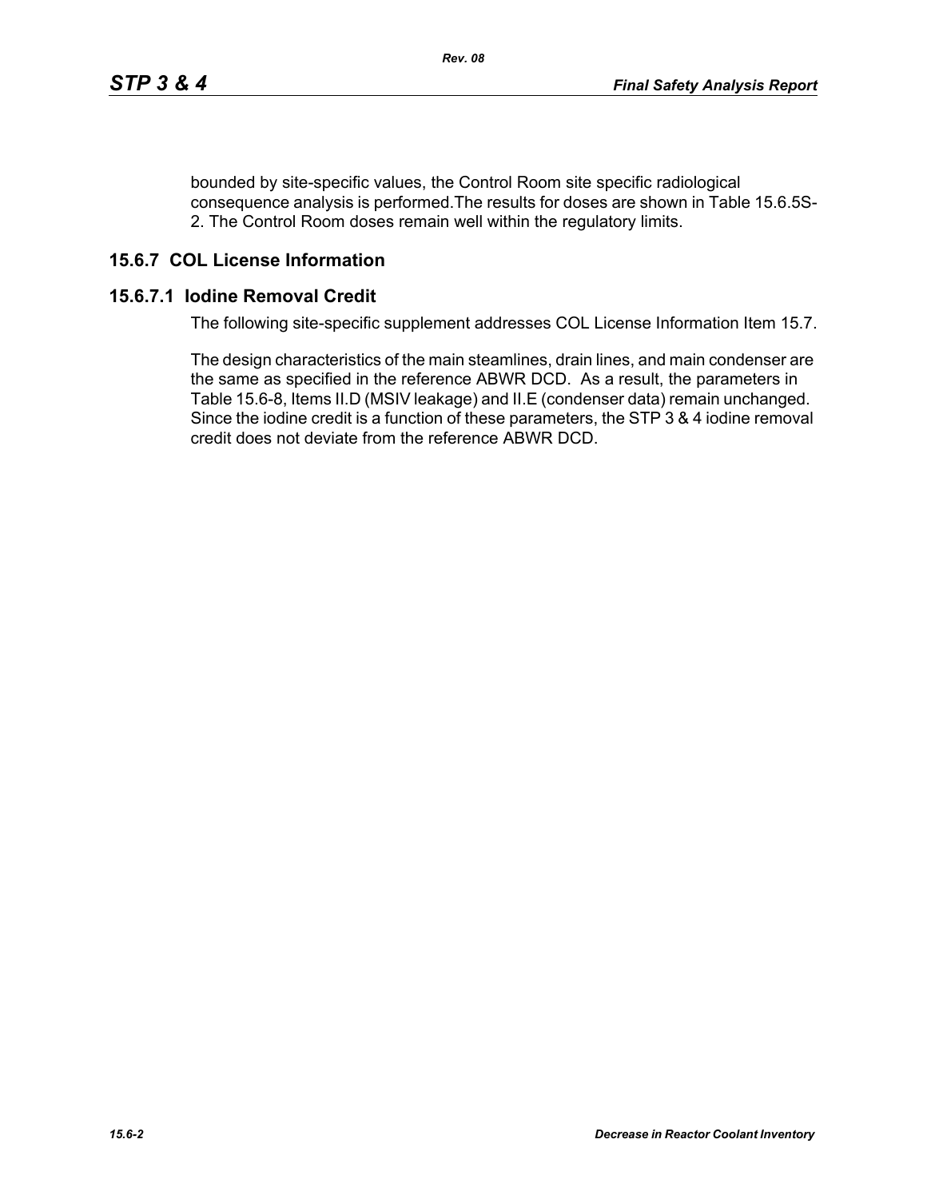bounded by site-specific values, the Control Room site specific radiological consequence analysis is performed.The results for doses are shown in Table 15.6.5S-2. The Control Room doses remain well within the regulatory limits.

## 15.6.7 COL License Information

### 15.6.7.1 Iodine Removal Credit

The following site-specific supplement addresses COL License Information Item 15.7.

The design characteristics of the main steamlines, drain lines, and main condenser are the same as specified in the reference ABWR DCD. As a result, the parameters in Table 15.6-8, Items II.D (MSIV leakage) and II.E (condenser data) remain unchanged. Since the iodine credit is a function of these parameters, the STP 3 & 4 iodine removal credit does not deviate from the reference ABWR DCD.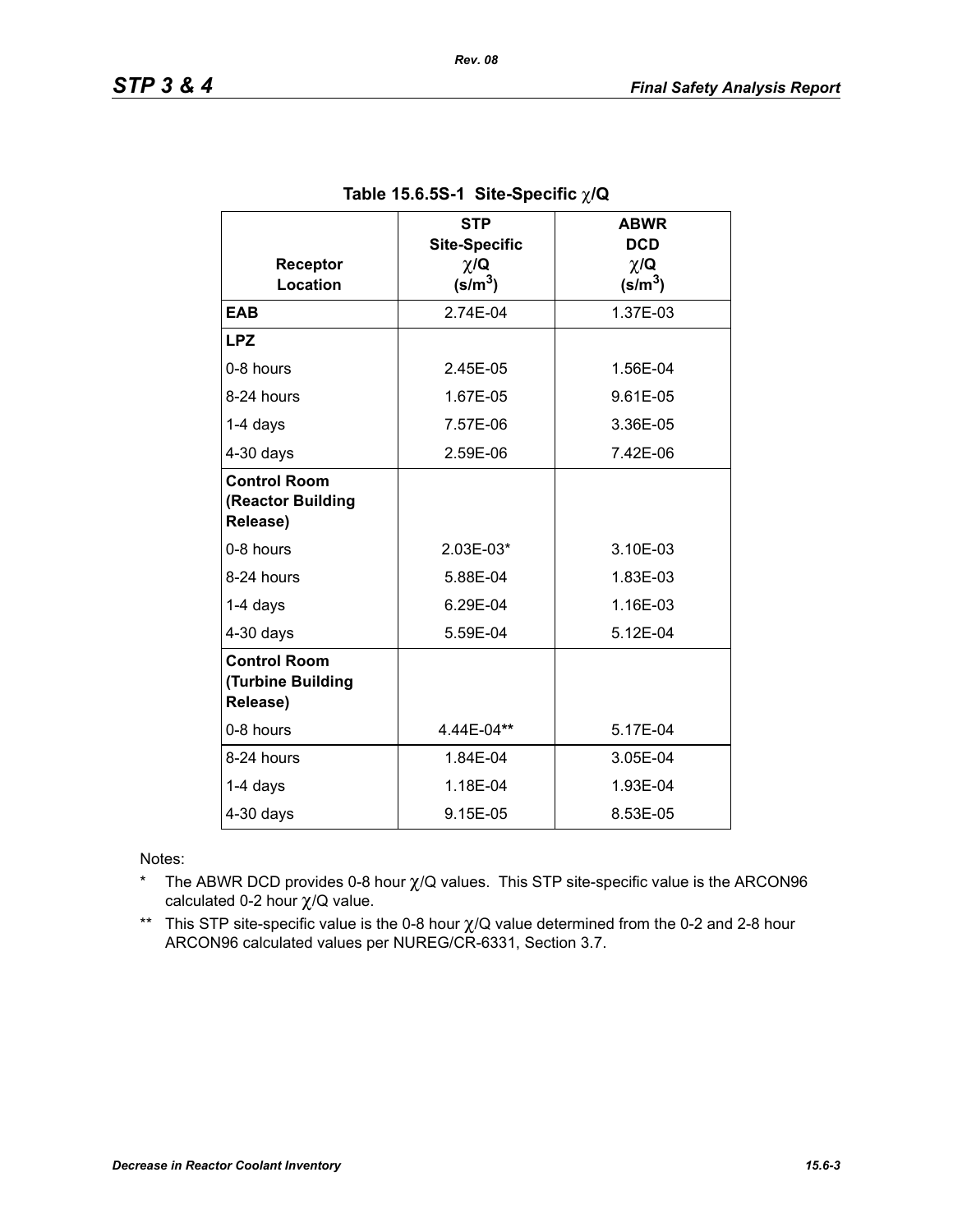**Table 15.6.5S-1 Site-Specific $\chi$/Q**

| Receptor Location | STP Site-Specific $\chi$/Q (s/m$^3$) | ABWR DCD $\chi$/Q (s/m$^3$) |
|---|---|---|
| **EAB** | 2.74E-04 | 1.37E-03 |
| **LPZ** | | |
| 0-8 hours | 2.45E-05 | 1.56E-04 |
| 8-24 hours | 1.67E-05 | 9.61E-05 |
| 1-4 days | 7.57E-06 | 3.36E-05 |
| 4-30 days | 2.59E-06 | 7.42E-06 |
| **Control Room (Reactor Building Release)** | | |
| 0-8 hours | 2.03E-03* | 3.10E-03 |
| 8-24 hours | 5.88E-04 | 1.83E-03 |
| 1-4 days | 6.29E-04 | 1.16E-03 |
| 4-30 days | 5.59E-04 | 5.12E-04 |
| **Control Room (Turbine Building Release)** | | |
| 0-8 hours | 4.44E-04** | 5.17E-04 |
| 8-24 hours | 1.84E-04 | 3.05E-04 |
| 1-4 days | 1.18E-04 | 1.93E-04 |
| 4-30 days | 9.15E-05 | 8.53E-05 |

Notes:

\* The ABWR DCD provides 0-8 hour $\chi$/Q values. This STP site-specific value is the ARCON96 calculated 0-2 hour $\chi$/Q value.

\*\* This STP site-specific value is the 0-8 hour $\chi$/Q value determined from the 0-2 and 2-8 hour ARCON96 calculated values per NUREG/CR-6331, Section 3.7.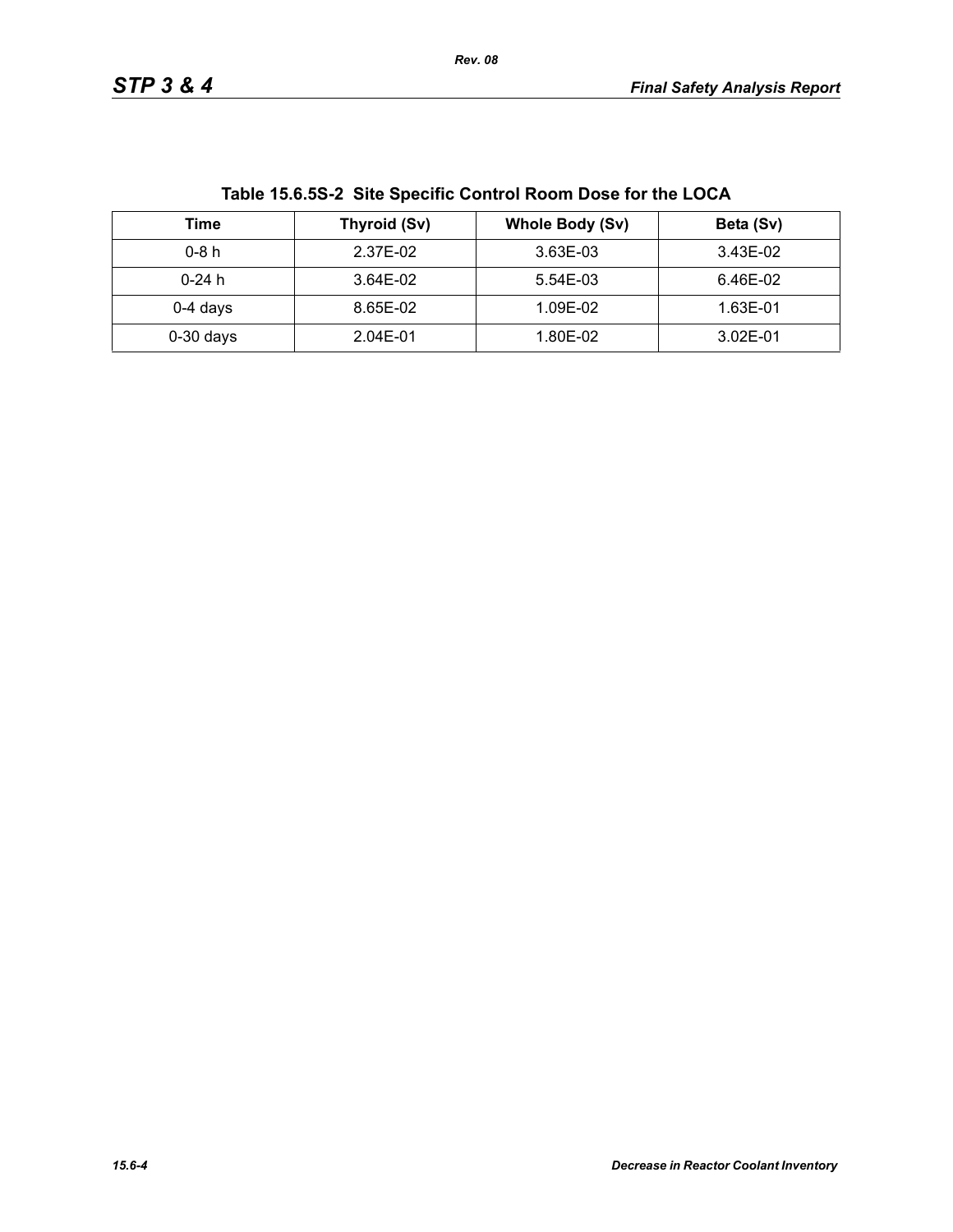**Table 15.6.5S-2 Site Specific Control Room Dose for the LOCA**

| Time | Thyroid (Sv) | Whole Body (Sv) | Beta (Sv) |
|---|---|---|---|
| 0-8 h | 2.37E-02 | 3.63E-03 | 3.43E-02 |
| 0-24 h | 3.64E-02 | 5.54E-03 | 6.46E-02 |
| 0-4 days | 8.65E-02 | 1.09E-02 | 1.63E-01 |
| 0-30 days | 2.04E-01 | 1.80E-02 | 3.02E-01 |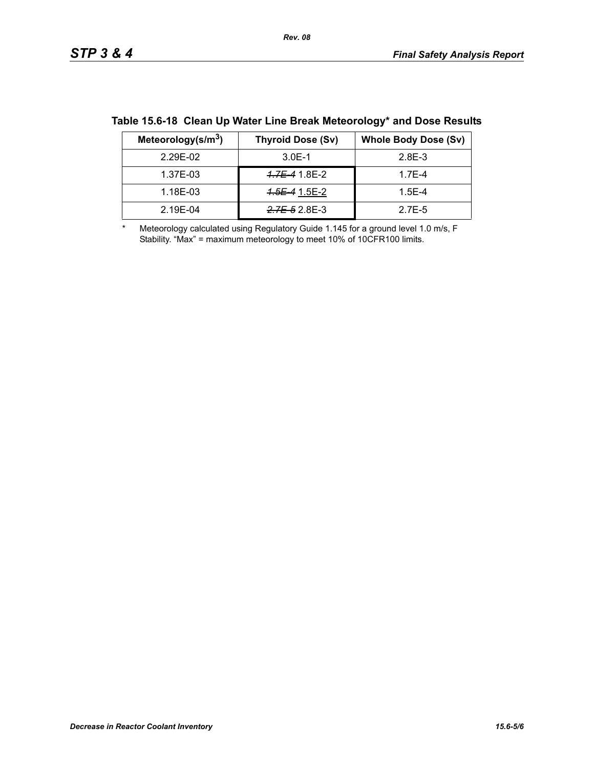**Table 15.6-18 Clean Up Water Line Break Meteorology* and Dose Results**

| Meteorology(s/m$^3$) | Thyroid Dose (Sv) | Whole Body Dose (Sv) |
|---|---|---|
| 2.29E-02 | 3.0E-1 | 2.8E-3 |
| 1.37E-03 | ~~*1.7E-4*~~ 1.8E-2 | 1.7E-4 |
| 1.18E-03 | ~~*1.5E-4*~~ <u>1.5E-2</u> | 1.5E-4 |
| 2.19E-04 | ~~*2.7E-5*~~ 2.8E-3 | 2.7E-5 |

\* Meteorology calculated using Regulatory Guide 1.145 for a ground level 1.0 m/s, F Stability. "Max" = maximum meteorology to meet 10% of 10CFR100 limits.